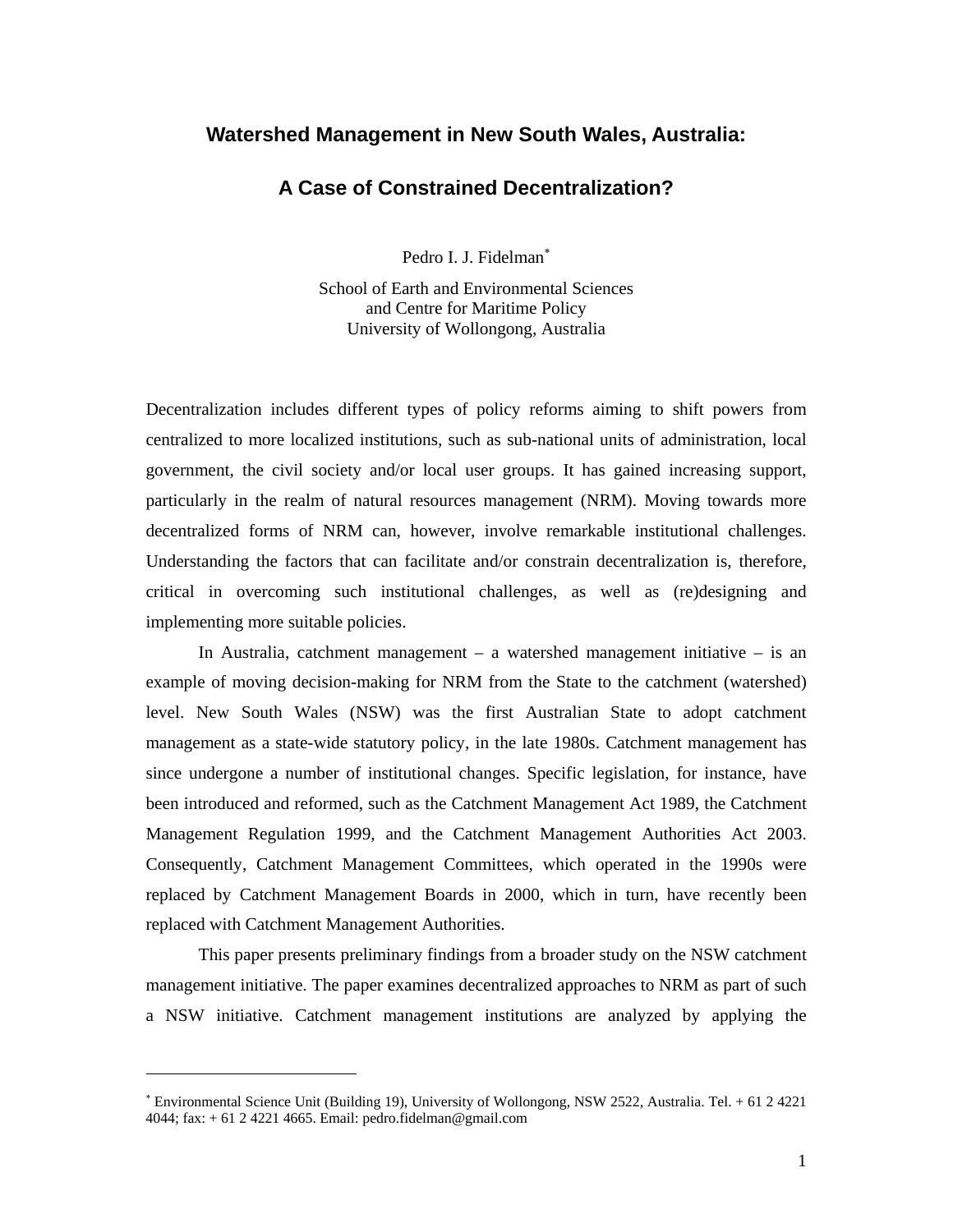# Watershed Management in New South Wales, Australia:

# A Case of Constrained Decentralization?

Pedro I. J. Fidelman[*]

School of Earth and Environmental Sciences
and Centre for Maritime Policy
University of Wollongong, Australia

Decentralization includes different types of policy reforms aiming to shift powers from centralized to more localized institutions, such as sub-national units of administration, local government, the civil society and/or local user groups. It has gained increasing support, particularly in the realm of natural resources management (NRM). Moving towards more decentralized forms of NRM can, however, involve remarkable institutional challenges. Understanding the factors that can facilitate and/or constrain decentralization is, therefore, critical in overcoming such institutional challenges, as well as (re)designing and implementing more suitable policies.

In Australia, catchment management – a watershed management initiative – is an example of moving decision-making for NRM from the State to the catchment (watershed) level. New South Wales (NSW) was the first Australian State to adopt catchment management as a state-wide statutory policy, in the late 1980s. Catchment management has since undergone a number of institutional changes. Specific legislation, for instance, have been introduced and reformed, such as the Catchment Management Act 1989, the Catchment Management Regulation 1999, and the Catchment Management Authorities Act 2003. Consequently, Catchment Management Committees, which operated in the 1990s were replaced by Catchment Management Boards in 2000, which in turn, have recently been replaced with Catchment Management Authorities.

This paper presents preliminary findings from a broader study on the NSW catchment management initiative. The paper examines decentralized approaches to NRM as part of such a NSW initiative. Catchment management institutions are analyzed by applying the

---

[*] Environmental Science Unit (Building 19), University of Wollongong, NSW 2522, Australia. Tel. + 61 2 4221 4044; fax: + 61 2 4221 4665. Email: pedro.fidelman@gmail.com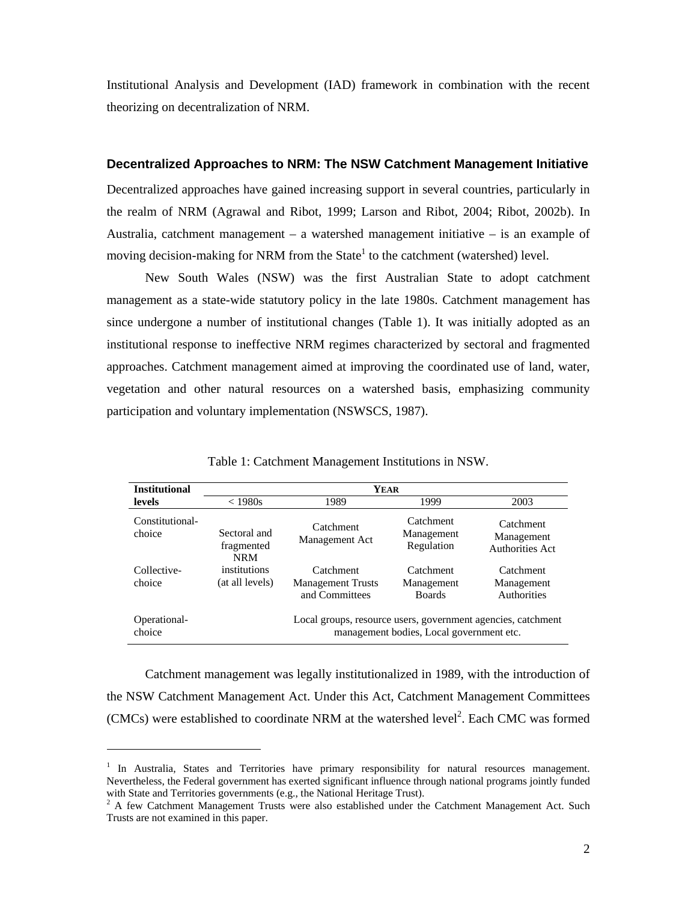Institutional Analysis and Development (IAD) framework in combination with the recent theorizing on decentralization of NRM.

## Decentralized Approaches to NRM: The NSW Catchment Management Initiative

Decentralized approaches have gained increasing support in several countries, particularly in the realm of NRM (Agrawal and Ribot, 1999; Larson and Ribot, 2004; Ribot, 2002b). In Australia, catchment management – a watershed management initiative – is an example of moving decision-making for NRM from the State[1] to the catchment (watershed) level.

New South Wales (NSW) was the first Australian State to adopt catchment management as a state-wide statutory policy in the late 1980s. Catchment management has since undergone a number of institutional changes (Table 1). It was initially adopted as an institutional response to ineffective NRM regimes characterized by sectoral and fragmented approaches. Catchment management aimed at improving the coordinated use of land, water, vegetation and other natural resources on a watershed basis, emphasizing community participation and voluntary implementation (NSWSCS, 1987).

Table 1: Catchment Management Institutions in NSW.

| Institutional levels | YEAR | | | |
|---|---|---|---|---|
| | < 1980s | 1989 | 1999 | 2003 |
| Constitutional-choice | Sectoral and fragmented NRM institutions (at all levels) | Catchment Management Act | Catchment Management Regulation | Catchment Management Authorities Act |
| Collective-choice | | Catchment Management Trusts and Committees | Catchment Management Boards | Catchment Management Authorities |
| Operational-choice | | Local groups, resource users, government agencies, catchment management bodies, Local government etc. | | |

Catchment management was legally institutionalized in 1989, with the introduction of the NSW Catchment Management Act. Under this Act, Catchment Management Committees (CMCs) were established to coordinate NRM at the watershed level[2]. Each CMC was formed

---

[1] In Australia, States and Territories have primary responsibility for natural resources management. Nevertheless, the Federal government has exerted significant influence through national programs jointly funded with State and Territories governments (e.g., the National Heritage Trust).

[2] A few Catchment Management Trusts were also established under the Catchment Management Act. Such Trusts are not examined in this paper.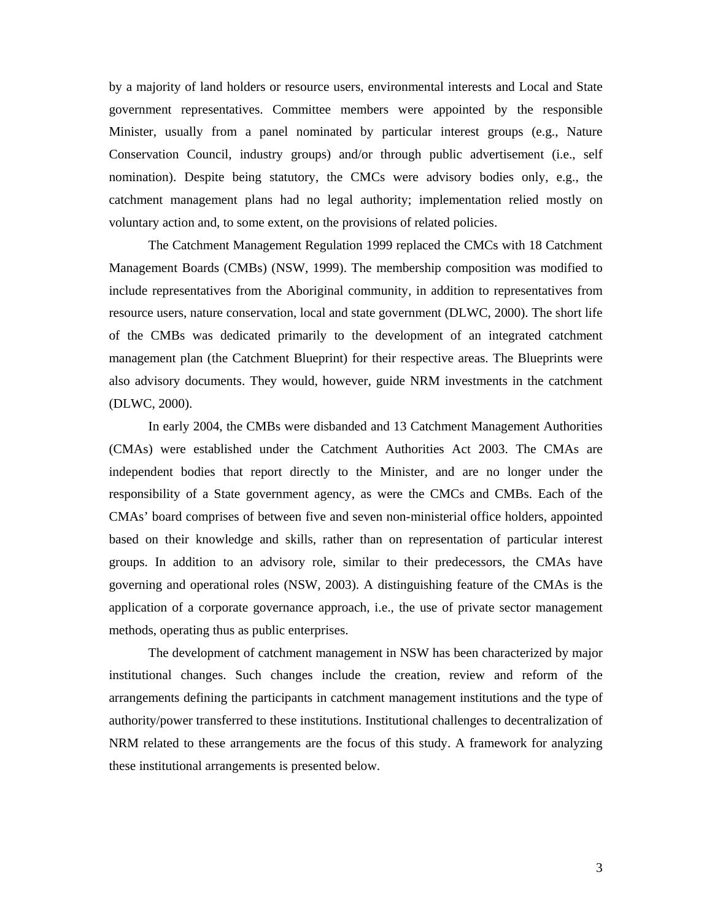by a majority of land holders or resource users, environmental interests and Local and State government representatives. Committee members were appointed by the responsible Minister, usually from a panel nominated by particular interest groups (e.g., Nature Conservation Council, industry groups) and/or through public advertisement (i.e., self nomination). Despite being statutory, the CMCs were advisory bodies only, e.g., the catchment management plans had no legal authority; implementation relied mostly on voluntary action and, to some extent, on the provisions of related policies.

The Catchment Management Regulation 1999 replaced the CMCs with 18 Catchment Management Boards (CMBs) (NSW, 1999). The membership composition was modified to include representatives from the Aboriginal community, in addition to representatives from resource users, nature conservation, local and state government (DLWC, 2000). The short life of the CMBs was dedicated primarily to the development of an integrated catchment management plan (the Catchment Blueprint) for their respective areas. The Blueprints were also advisory documents. They would, however, guide NRM investments in the catchment (DLWC, 2000).

In early 2004, the CMBs were disbanded and 13 Catchment Management Authorities (CMAs) were established under the Catchment Authorities Act 2003. The CMAs are independent bodies that report directly to the Minister, and are no longer under the responsibility of a State government agency, as were the CMCs and CMBs. Each of the CMAs' board comprises of between five and seven non-ministerial office holders, appointed based on their knowledge and skills, rather than on representation of particular interest groups. In addition to an advisory role, similar to their predecessors, the CMAs have governing and operational roles (NSW, 2003). A distinguishing feature of the CMAs is the application of a corporate governance approach, i.e., the use of private sector management methods, operating thus as public enterprises.

The development of catchment management in NSW has been characterized by major institutional changes. Such changes include the creation, review and reform of the arrangements defining the participants in catchment management institutions and the type of authority/power transferred to these institutions. Institutional challenges to decentralization of NRM related to these arrangements are the focus of this study. A framework for analyzing these institutional arrangements is presented below.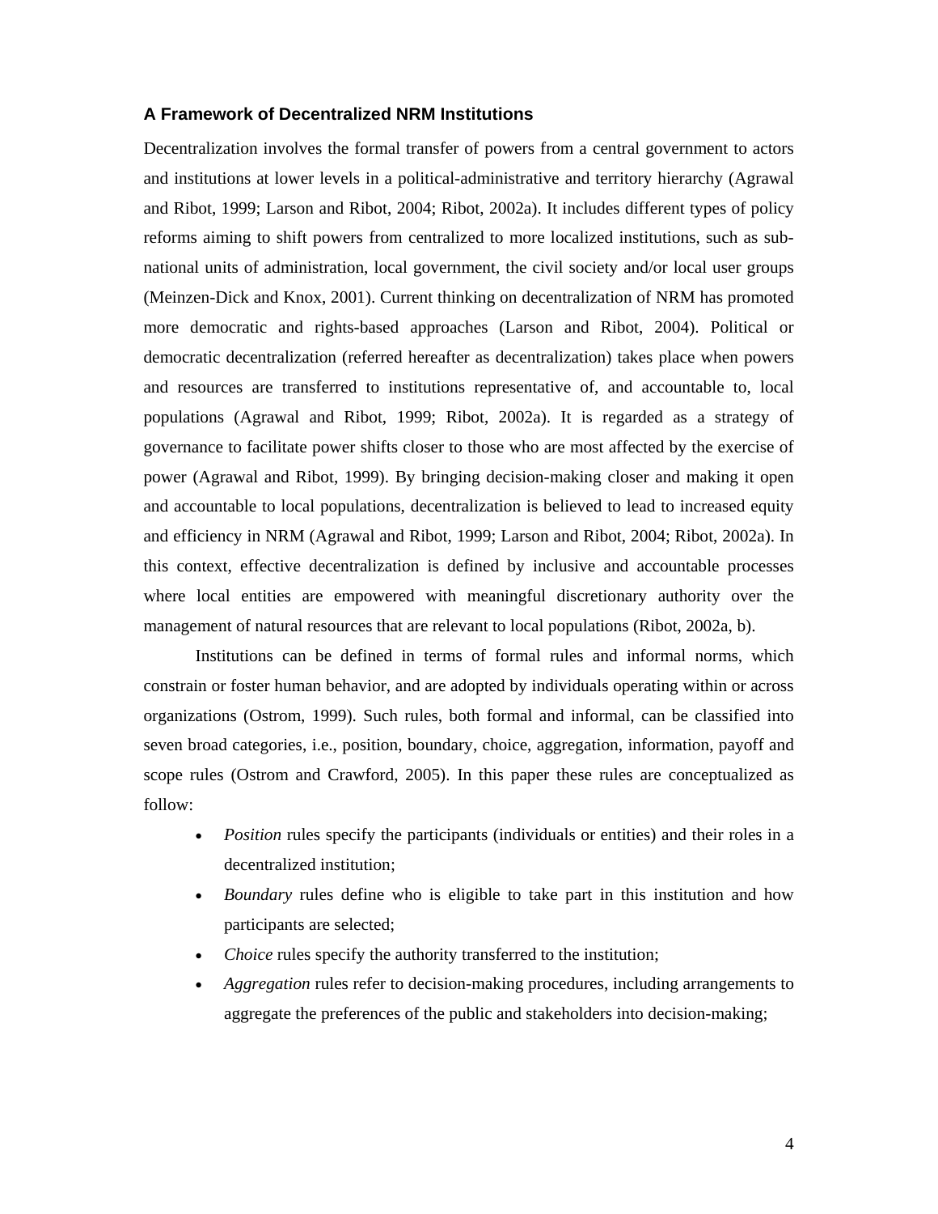### A Framework of Decentralized NRM Institutions

Decentralization involves the formal transfer of powers from a central government to actors and institutions at lower levels in a political-administrative and territory hierarchy (Agrawal and Ribot, 1999; Larson and Ribot, 2004; Ribot, 2002a). It includes different types of policy reforms aiming to shift powers from centralized to more localized institutions, such as sub-national units of administration, local government, the civil society and/or local user groups (Meinzen-Dick and Knox, 2001). Current thinking on decentralization of NRM has promoted more democratic and rights-based approaches (Larson and Ribot, 2004). Political or democratic decentralization (referred hereafter as decentralization) takes place when powers and resources are transferred to institutions representative of, and accountable to, local populations (Agrawal and Ribot, 1999; Ribot, 2002a). It is regarded as a strategy of governance to facilitate power shifts closer to those who are most affected by the exercise of power (Agrawal and Ribot, 1999). By bringing decision-making closer and making it open and accountable to local populations, decentralization is believed to lead to increased equity and efficiency in NRM (Agrawal and Ribot, 1999; Larson and Ribot, 2004; Ribot, 2002a). In this context, effective decentralization is defined by inclusive and accountable processes where local entities are empowered with meaningful discretionary authority over the management of natural resources that are relevant to local populations (Ribot, 2002a, b).

Institutions can be defined in terms of formal rules and informal norms, which constrain or foster human behavior, and are adopted by individuals operating within or across organizations (Ostrom, 1999). Such rules, both formal and informal, can be classified into seven broad categories, i.e., position, boundary, choice, aggregation, information, payoff and scope rules (Ostrom and Crawford, 2005). In this paper these rules are conceptualized as follow:

- *Position* rules specify the participants (individuals or entities) and their roles in a decentralized institution;
- *Boundary* rules define who is eligible to take part in this institution and how participants are selected;
- *Choice* rules specify the authority transferred to the institution;
- *Aggregation* rules refer to decision-making procedures, including arrangements to aggregate the preferences of the public and stakeholders into decision-making;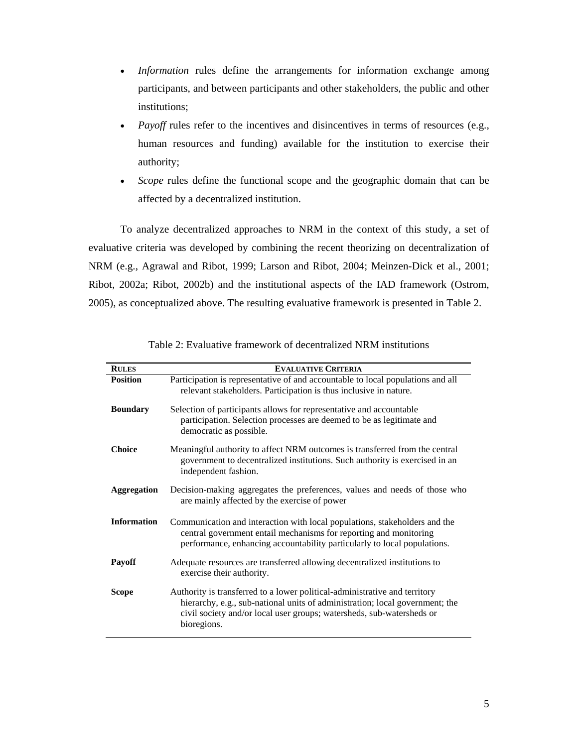- *Information* rules define the arrangements for information exchange among participants, and between participants and other stakeholders, the public and other institutions;
- *Payoff* rules refer to the incentives and disincentives in terms of resources (e.g., human resources and funding) available for the institution to exercise their authority;
- *Scope* rules define the functional scope and the geographic domain that can be affected by a decentralized institution.

To analyze decentralized approaches to NRM in the context of this study, a set of evaluative criteria was developed by combining the recent theorizing on decentralization of NRM (e.g., Agrawal and Ribot, 1999; Larson and Ribot, 2004; Meinzen-Dick et al., 2001; Ribot, 2002a; Ribot, 2002b) and the institutional aspects of the IAD framework (Ostrom, 2005), as conceptualized above. The resulting evaluative framework is presented in Table 2.

Table 2: Evaluative framework of decentralized NRM institutions

| RULES | EVALUATIVE CRITERIA |
|---|---|
| **Position** | Participation is representative of and accountable to local populations and all relevant stakeholders. Participation is thus inclusive in nature. |
| **Boundary** | Selection of participants allows for representative and accountable participation. Selection processes are deemed to be as legitimate and democratic as possible. |
| **Choice** | Meaningful authority to affect NRM outcomes is transferred from the central government to decentralized institutions. Such authority is exercised in an independent fashion. |
| **Aggregation** | Decision-making aggregates the preferences, values and needs of those who are mainly affected by the exercise of power |
| **Information** | Communication and interaction with local populations, stakeholders and the central government entail mechanisms for reporting and monitoring performance, enhancing accountability particularly to local populations. |
| **Payoff** | Adequate resources are transferred allowing decentralized institutions to exercise their authority. |
| **Scope** | Authority is transferred to a lower political-administrative and territory hierarchy, e.g., sub-national units of administration; local government; the civil society and/or local user groups; watersheds, sub-watersheds or bioregions. |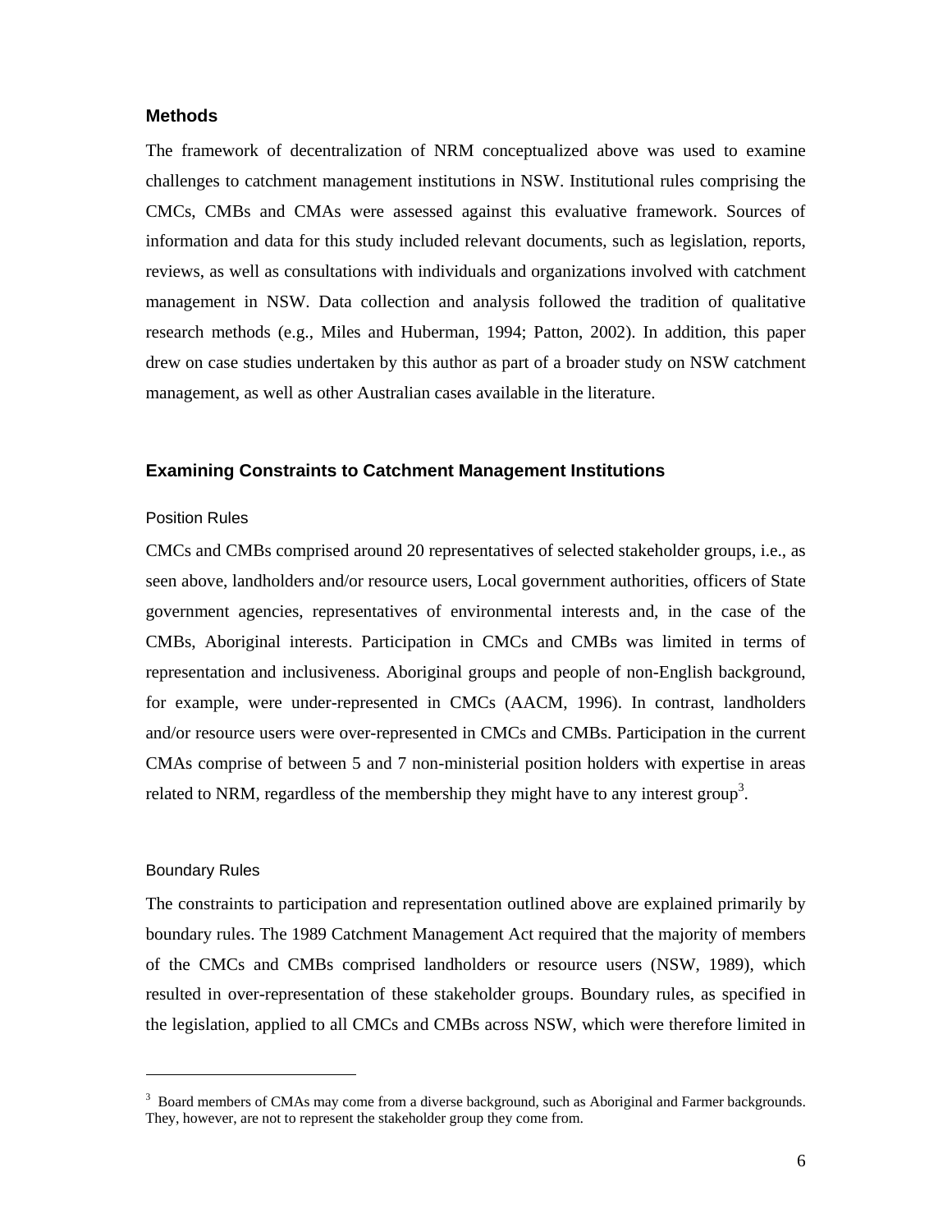## Methods

The framework of decentralization of NRM conceptualized above was used to examine challenges to catchment management institutions in NSW. Institutional rules comprising the CMCs, CMBs and CMAs were assessed against this evaluative framework. Sources of information and data for this study included relevant documents, such as legislation, reports, reviews, as well as consultations with individuals and organizations involved with catchment management in NSW. Data collection and analysis followed the tradition of qualitative research methods (e.g., Miles and Huberman, 1994; Patton, 2002). In addition, this paper drew on case studies undertaken by this author as part of a broader study on NSW catchment management, as well as other Australian cases available in the literature.

## Examining Constraints to Catchment Management Institutions

### Position Rules

CMCs and CMBs comprised around 20 representatives of selected stakeholder groups, i.e., as seen above, landholders and/or resource users, Local government authorities, officers of State government agencies, representatives of environmental interests and, in the case of the CMBs, Aboriginal interests. Participation in CMCs and CMBs was limited in terms of representation and inclusiveness. Aboriginal groups and people of non-English background, for example, were under-represented in CMCs (AACM, 1996). In contrast, landholders and/or resource users were over-represented in CMCs and CMBs. Participation in the current CMAs comprise of between 5 and 7 non-ministerial position holders with expertise in areas related to NRM, regardless of the membership they might have to any interest group[3].

### Boundary Rules

The constraints to participation and representation outlined above are explained primarily by boundary rules. The 1989 Catchment Management Act required that the majority of members of the CMCs and CMBs comprised landholders or resource users (NSW, 1989), which resulted in over-representation of these stakeholder groups. Boundary rules, as specified in the legislation, applied to all CMCs and CMBs across NSW, which were therefore limited in

---

[3] Board members of CMAs may come from a diverse background, such as Aboriginal and Farmer backgrounds. They, however, are not to represent the stakeholder group they come from.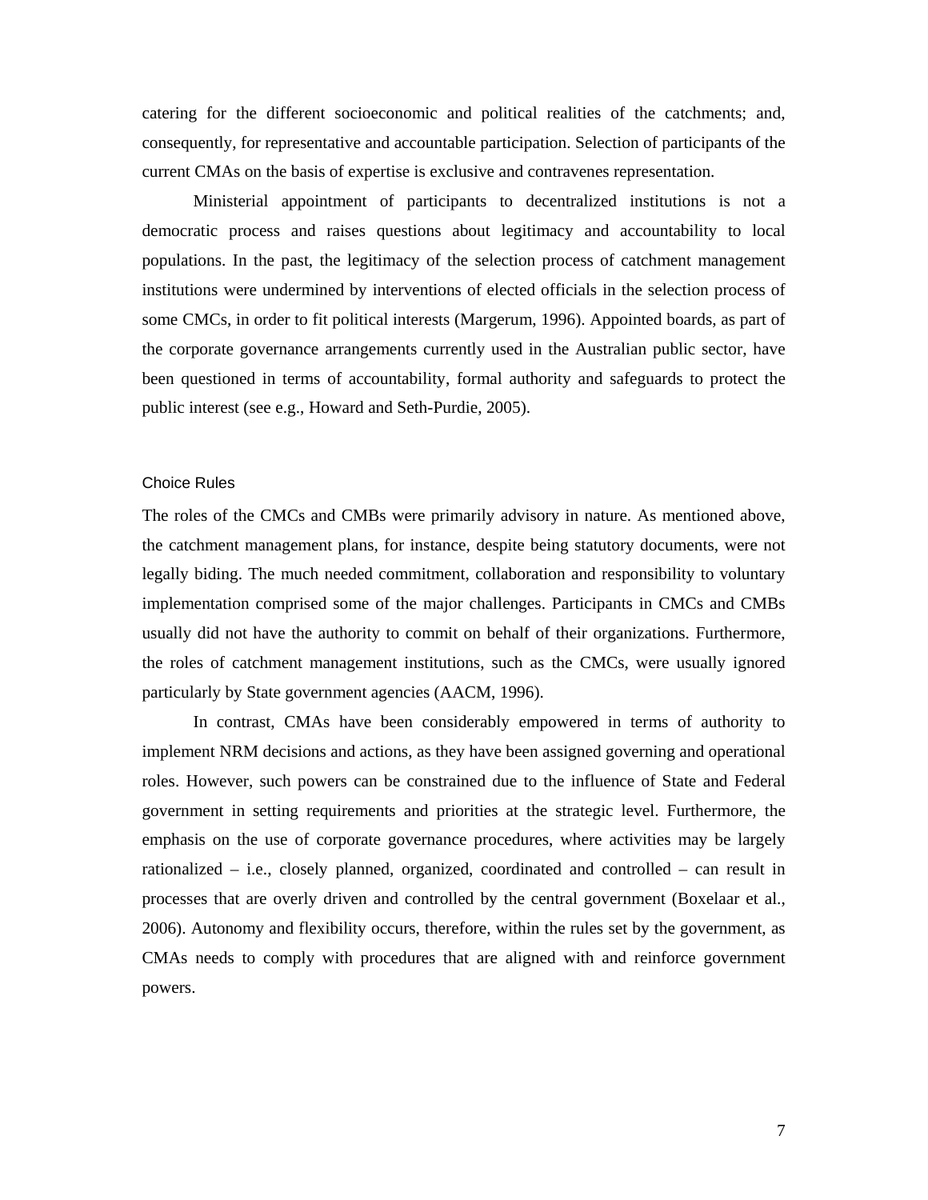catering for the different socioeconomic and political realities of the catchments; and, consequently, for representative and accountable participation. Selection of participants of the current CMAs on the basis of expertise is exclusive and contravenes representation.

Ministerial appointment of participants to decentralized institutions is not a democratic process and raises questions about legitimacy and accountability to local populations. In the past, the legitimacy of the selection process of catchment management institutions were undermined by interventions of elected officials in the selection process of some CMCs, in order to fit political interests (Margerum, 1996). Appointed boards, as part of the corporate governance arrangements currently used in the Australian public sector, have been questioned in terms of accountability, formal authority and safeguards to protect the public interest (see e.g., Howard and Seth-Purdie, 2005).

### Choice Rules

The roles of the CMCs and CMBs were primarily advisory in nature. As mentioned above, the catchment management plans, for instance, despite being statutory documents, were not legally biding. The much needed commitment, collaboration and responsibility to voluntary implementation comprised some of the major challenges. Participants in CMCs and CMBs usually did not have the authority to commit on behalf of their organizations. Furthermore, the roles of catchment management institutions, such as the CMCs, were usually ignored particularly by State government agencies (AACM, 1996).

In contrast, CMAs have been considerably empowered in terms of authority to implement NRM decisions and actions, as they have been assigned governing and operational roles. However, such powers can be constrained due to the influence of State and Federal government in setting requirements and priorities at the strategic level. Furthermore, the emphasis on the use of corporate governance procedures, where activities may be largely rationalized – i.e., closely planned, organized, coordinated and controlled – can result in processes that are overly driven and controlled by the central government (Boxelaar et al., 2006). Autonomy and flexibility occurs, therefore, within the rules set by the government, as CMAs needs to comply with procedures that are aligned with and reinforce government powers.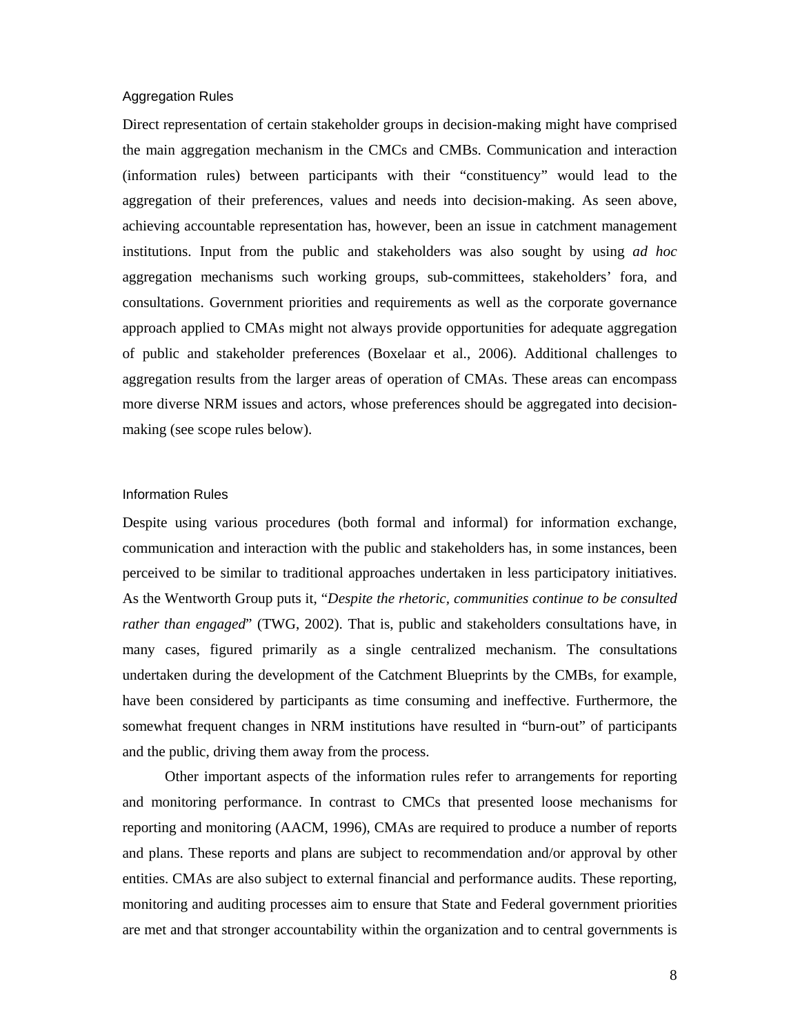### Aggregation Rules

Direct representation of certain stakeholder groups in decision-making might have comprised the main aggregation mechanism in the CMCs and CMBs. Communication and interaction (information rules) between participants with their "constituency" would lead to the aggregation of their preferences, values and needs into decision-making. As seen above, achieving accountable representation has, however, been an issue in catchment management institutions. Input from the public and stakeholders was also sought by using *ad hoc* aggregation mechanisms such working groups, sub-committees, stakeholders' fora, and consultations. Government priorities and requirements as well as the corporate governance approach applied to CMAs might not always provide opportunities for adequate aggregation of public and stakeholder preferences (Boxelaar et al., 2006). Additional challenges to aggregation results from the larger areas of operation of CMAs. These areas can encompass more diverse NRM issues and actors, whose preferences should be aggregated into decision-making (see scope rules below).

### Information Rules

Despite using various procedures (both formal and informal) for information exchange, communication and interaction with the public and stakeholders has, in some instances, been perceived to be similar to traditional approaches undertaken in less participatory initiatives. As the Wentworth Group puts it, "*Despite the rhetoric, communities continue to be consulted rather than engaged*" (TWG, 2002). That is, public and stakeholders consultations have, in many cases, figured primarily as a single centralized mechanism. The consultations undertaken during the development of the Catchment Blueprints by the CMBs, for example, have been considered by participants as time consuming and ineffective. Furthermore, the somewhat frequent changes in NRM institutions have resulted in "burn-out" of participants and the public, driving them away from the process.

Other important aspects of the information rules refer to arrangements for reporting and monitoring performance. In contrast to CMCs that presented loose mechanisms for reporting and monitoring (AACM, 1996), CMAs are required to produce a number of reports and plans. These reports and plans are subject to recommendation and/or approval by other entities. CMAs are also subject to external financial and performance audits. These reporting, monitoring and auditing processes aim to ensure that State and Federal government priorities are met and that stronger accountability within the organization and to central governments is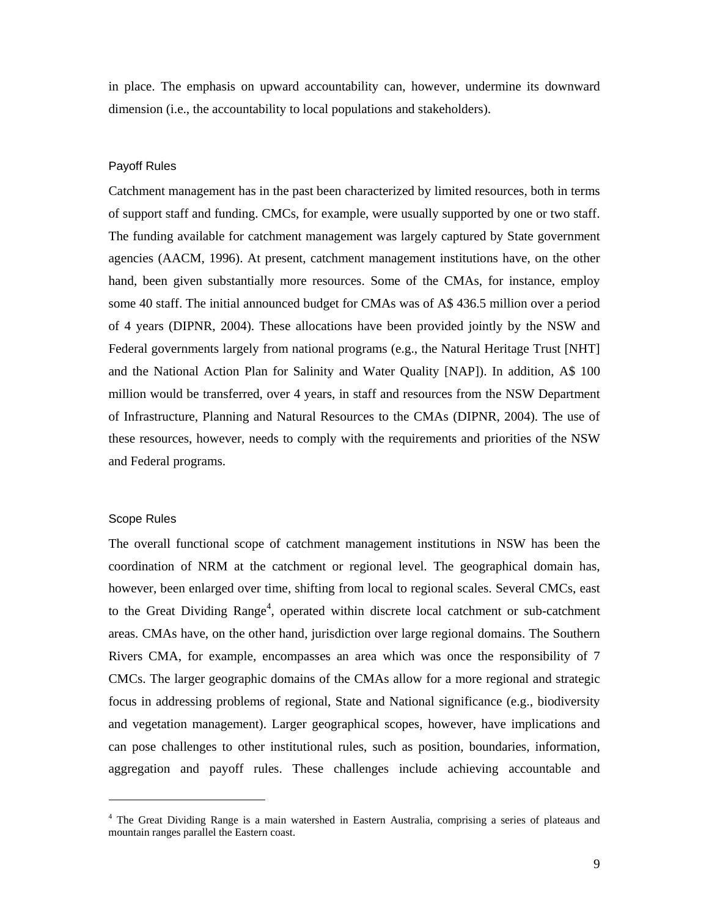in place. The emphasis on upward accountability can, however, undermine its downward dimension (i.e., the accountability to local populations and stakeholders).

### Payoff Rules

Catchment management has in the past been characterized by limited resources, both in terms of support staff and funding. CMCs, for example, were usually supported by one or two staff. The funding available for catchment management was largely captured by State government agencies (AACM, 1996). At present, catchment management institutions have, on the other hand, been given substantially more resources. Some of the CMAs, for instance, employ some 40 staff. The initial announced budget for CMAs was of A$ 436.5 million over a period of 4 years (DIPNR, 2004). These allocations have been provided jointly by the NSW and Federal governments largely from national programs (e.g., the Natural Heritage Trust [NHT] and the National Action Plan for Salinity and Water Quality [NAP]). In addition, A$ 100 million would be transferred, over 4 years, in staff and resources from the NSW Department of Infrastructure, Planning and Natural Resources to the CMAs (DIPNR, 2004). The use of these resources, however, needs to comply with the requirements and priorities of the NSW and Federal programs.

### Scope Rules

The overall functional scope of catchment management institutions in NSW has been the coordination of NRM at the catchment or regional level. The geographical domain has, however, been enlarged over time, shifting from local to regional scales. Several CMCs, east to the Great Dividing Range[4], operated within discrete local catchment or sub-catchment areas. CMAs have, on the other hand, jurisdiction over large regional domains. The Southern Rivers CMA, for example, encompasses an area which was once the responsibility of 7 CMCs. The larger geographic domains of the CMAs allow for a more regional and strategic focus in addressing problems of regional, State and National significance (e.g., biodiversity and vegetation management). Larger geographical scopes, however, have implications and can pose challenges to other institutional rules, such as position, boundaries, information, aggregation and payoff rules. These challenges include achieving accountable and

---

[4] The Great Dividing Range is a main watershed in Eastern Australia, comprising a series of plateaus and mountain ranges parallel the Eastern coast.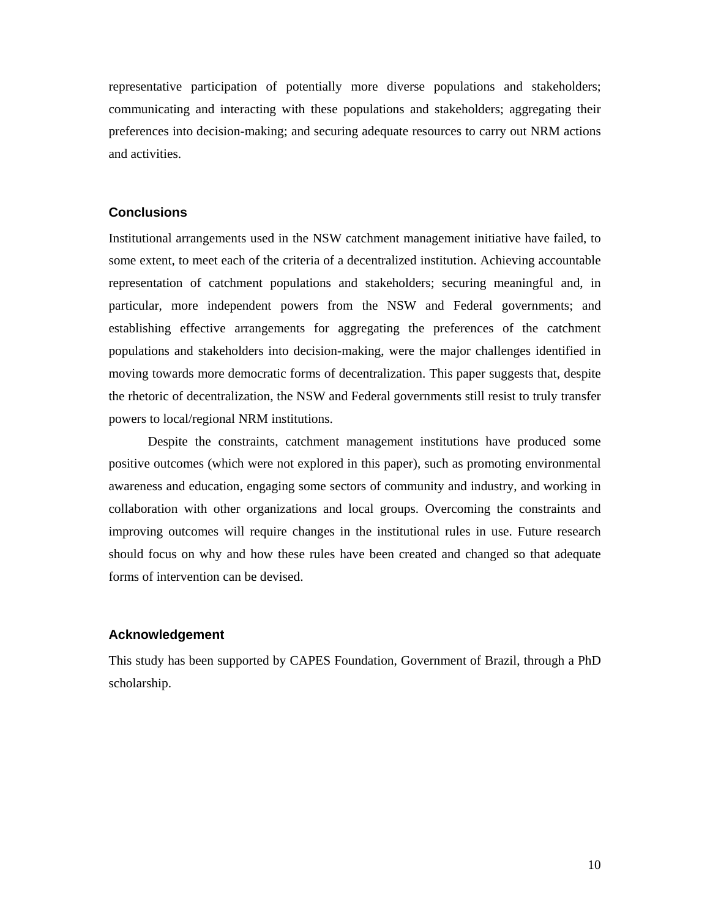representative participation of potentially more diverse populations and stakeholders; communicating and interacting with these populations and stakeholders; aggregating their preferences into decision-making; and securing adequate resources to carry out NRM actions and activities.

## Conclusions

Institutional arrangements used in the NSW catchment management initiative have failed, to some extent, to meet each of the criteria of a decentralized institution. Achieving accountable representation of catchment populations and stakeholders; securing meaningful and, in particular, more independent powers from the NSW and Federal governments; and establishing effective arrangements for aggregating the preferences of the catchment populations and stakeholders into decision-making, were the major challenges identified in moving towards more democratic forms of decentralization. This paper suggests that, despite the rhetoric of decentralization, the NSW and Federal governments still resist to truly transfer powers to local/regional NRM institutions.

Despite the constraints, catchment management institutions have produced some positive outcomes (which were not explored in this paper), such as promoting environmental awareness and education, engaging some sectors of community and industry, and working in collaboration with other organizations and local groups. Overcoming the constraints and improving outcomes will require changes in the institutional rules in use. Future research should focus on why and how these rules have been created and changed so that adequate forms of intervention can be devised.

## Acknowledgement

This study has been supported by CAPES Foundation, Government of Brazil, through a PhD scholarship.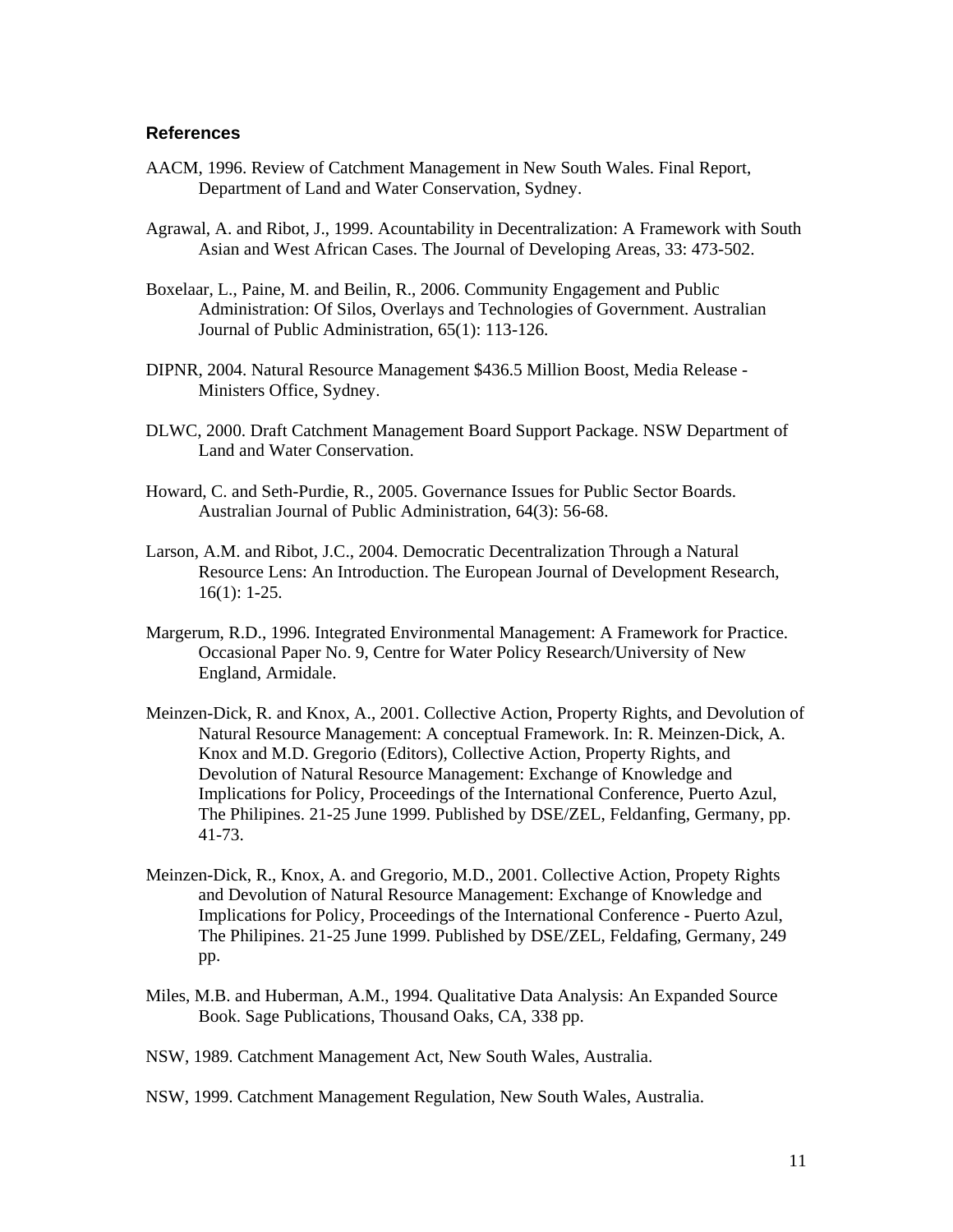## References

AACM, 1996. Review of Catchment Management in New South Wales. Final Report, Department of Land and Water Conservation, Sydney.

Agrawal, A. and Ribot, J., 1999. Acountability in Decentralization: A Framework with South Asian and West African Cases. The Journal of Developing Areas, 33: 473-502.

Boxelaar, L., Paine, M. and Beilin, R., 2006. Community Engagement and Public Administration: Of Silos, Overlays and Technologies of Government. Australian Journal of Public Administration, 65(1): 113-126.

DIPNR, 2004. Natural Resource Management $436.5 Million Boost, Media Release - Ministers Office, Sydney.

DLWC, 2000. Draft Catchment Management Board Support Package. NSW Department of Land and Water Conservation.

Howard, C. and Seth-Purdie, R., 2005. Governance Issues for Public Sector Boards. Australian Journal of Public Administration, 64(3): 56-68.

Larson, A.M. and Ribot, J.C., 2004. Democratic Decentralization Through a Natural Resource Lens: An Introduction. The European Journal of Development Research, 16(1): 1-25.

Margerum, R.D., 1996. Integrated Environmental Management: A Framework for Practice. Occasional Paper No. 9, Centre for Water Policy Research/University of New England, Armidale.

Meinzen-Dick, R. and Knox, A., 2001. Collective Action, Property Rights, and Devolution of Natural Resource Management: A conceptual Framework. In: R. Meinzen-Dick, A. Knox and M.D. Gregorio (Editors), Collective Action, Property Rights, and Devolution of Natural Resource Management: Exchange of Knowledge and Implications for Policy, Proceedings of the International Conference, Puerto Azul, The Philipines. 21-25 June 1999. Published by DSE/ZEL, Feldanfing, Germany, pp. 41-73.

Meinzen-Dick, R., Knox, A. and Gregorio, M.D., 2001. Collective Action, Propety Rights and Devolution of Natural Resource Management: Exchange of Knowledge and Implications for Policy, Proceedings of the International Conference - Puerto Azul, The Philipines. 21-25 June 1999. Published by DSE/ZEL, Feldafing, Germany, 249 pp.

Miles, M.B. and Huberman, A.M., 1994. Qualitative Data Analysis: An Expanded Source Book. Sage Publications, Thousand Oaks, CA, 338 pp.

NSW, 1989. Catchment Management Act, New South Wales, Australia.

NSW, 1999. Catchment Management Regulation, New South Wales, Australia.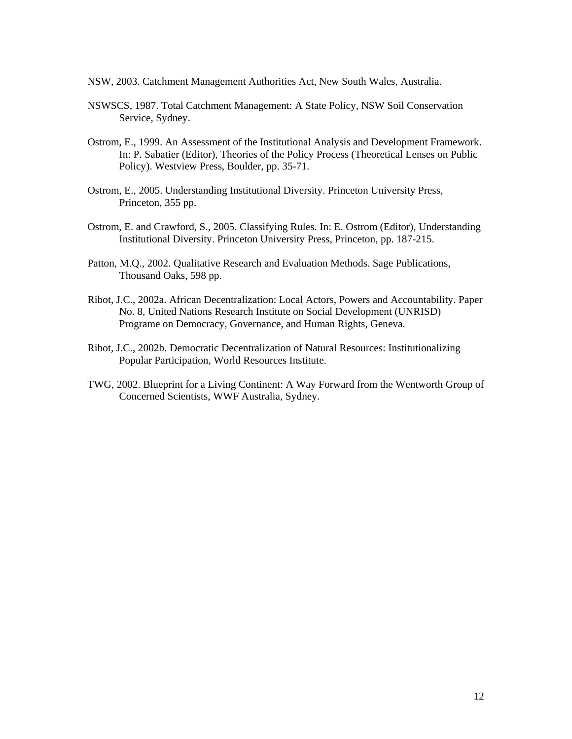NSW, 2003. Catchment Management Authorities Act, New South Wales, Australia.

NSWSCS, 1987. Total Catchment Management: A State Policy, NSW Soil Conservation Service, Sydney.

Ostrom, E., 1999. An Assessment of the Institutional Analysis and Development Framework. In: P. Sabatier (Editor), Theories of the Policy Process (Theoretical Lenses on Public Policy). Westview Press, Boulder, pp. 35-71.

Ostrom, E., 2005. Understanding Institutional Diversity. Princeton University Press, Princeton, 355 pp.

Ostrom, E. and Crawford, S., 2005. Classifying Rules. In: E. Ostrom (Editor), Understanding Institutional Diversity. Princeton University Press, Princeton, pp. 187-215.

Patton, M.Q., 2002. Qualitative Research and Evaluation Methods. Sage Publications, Thousand Oaks, 598 pp.

Ribot, J.C., 2002a. African Decentralization: Local Actors, Powers and Accountability. Paper No. 8, United Nations Research Institute on Social Development (UNRISD) Programe on Democracy, Governance, and Human Rights, Geneva.

Ribot, J.C., 2002b. Democratic Decentralization of Natural Resources: Institutionalizing Popular Participation, World Resources Institute.

TWG, 2002. Blueprint for a Living Continent: A Way Forward from the Wentworth Group of Concerned Scientists, WWF Australia, Sydney.